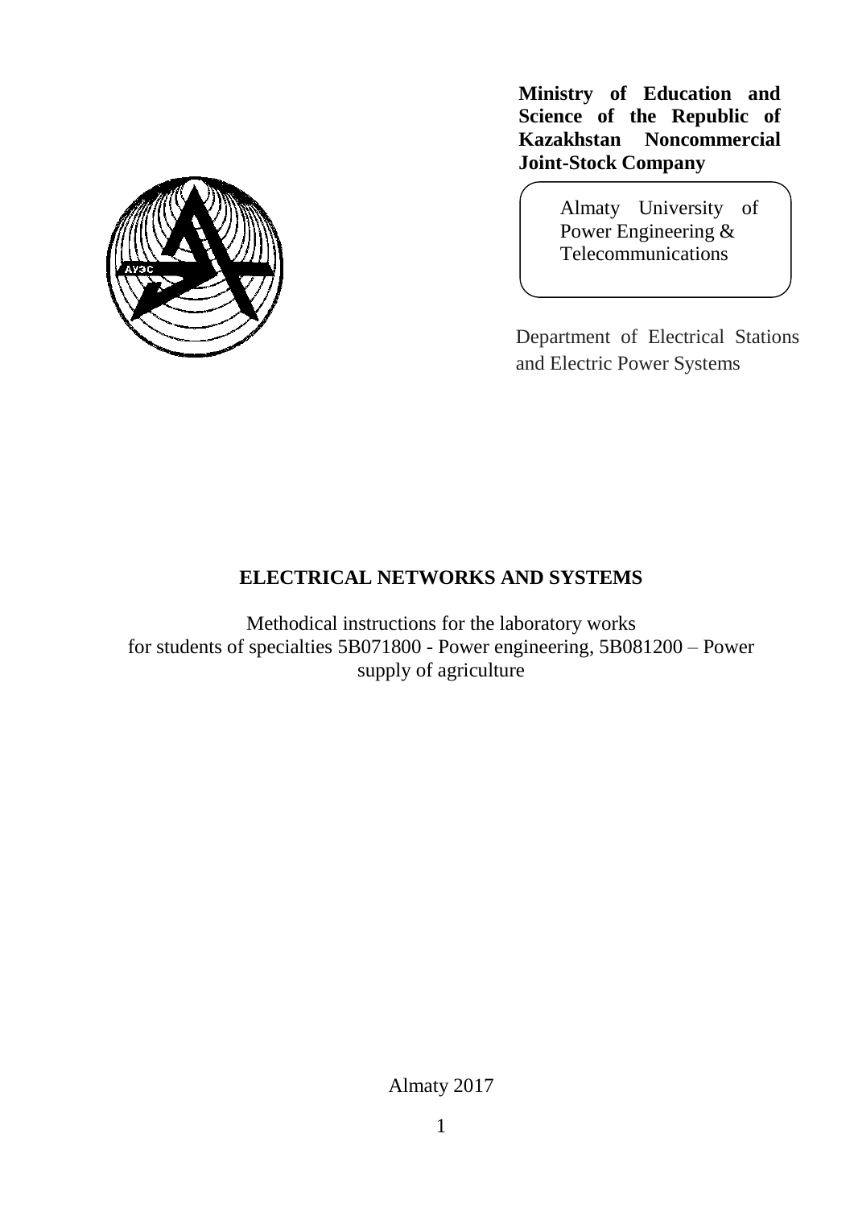**Ministry of Education and Science of the Republic of Kazakhstan Noncommercial Joint-Stock Company**

Almaty University of Power Engineering & Telecommunications

Department of Electrical Stations and Electric Power Systems

# ELECTRICAL NETWORKS AND SYSTEMS

Methodical instructions for the laboratory works
for students of specialties 5B071800 - Power engineering, 5B081200 – Power supply of agriculture

Almaty 2017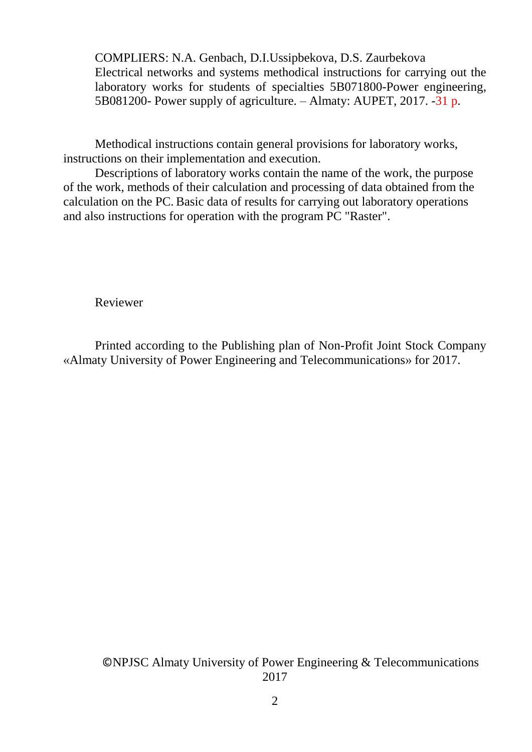COMPLIERS: N.A. Genbach, D.I.Ussipbekova, D.S. Zaurbekova
Electrical networks and systems methodical instructions for carrying out the laboratory works for students of specialties 5B071800-Power engineering, 5B081200- Power supply of agriculture. – Almaty: AUPET, 2017. -31 p.

Methodical instructions contain general provisions for laboratory works, instructions on their implementation and execution.

Descriptions of laboratory works contain the name of the work, the purpose of the work, methods of their calculation and processing of data obtained from the calculation on the PC. Basic data of results for carrying out laboratory operations and also instructions for operation with the program PC "Raster".

Reviewer

Printed according to the Publishing plan of Non-Profit Joint Stock Company «Almaty University of Power Engineering and Telecommunications» for 2017.

©NPJSC Almaty University of Power Engineering & Telecommunications 2017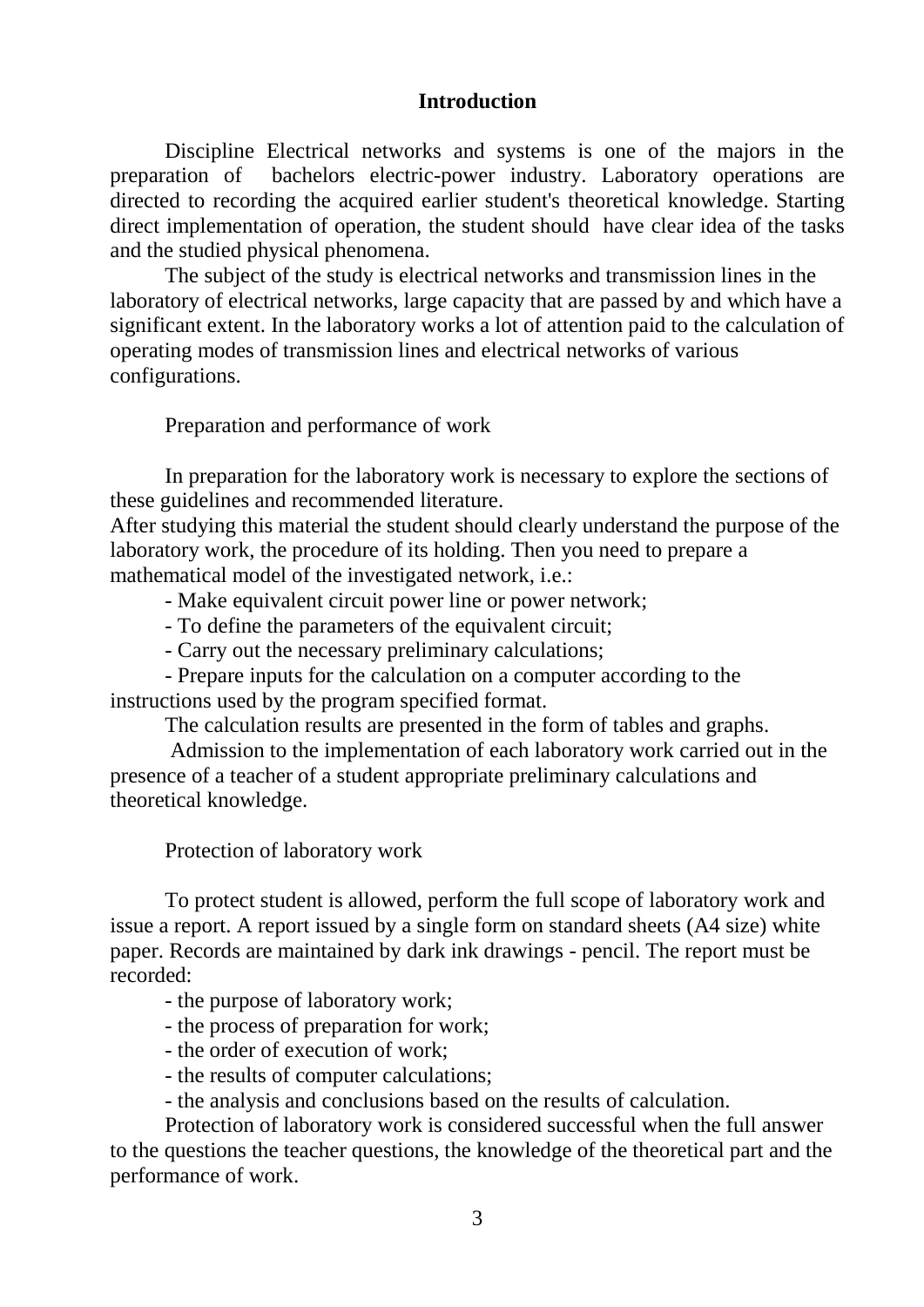## Introduction

Discipline Electrical networks and systems is one of the majors in the preparation of bachelors electric-power industry. Laboratory operations are directed to recording the acquired earlier student's theoretical knowledge. Starting direct implementation of operation, the student should have clear idea of the tasks and the studied physical phenomena.

The subject of the study is electrical networks and transmission lines in the laboratory of electrical networks, large capacity that are passed by and which have a significant extent. In the laboratory works a lot of attention paid to the calculation of operating modes of transmission lines and electrical networks of various configurations.

Preparation and performance of work

In preparation for the laboratory work is necessary to explore the sections of these guidelines and recommended literature.
After studying this material the student should clearly understand the purpose of the laboratory work, the procedure of its holding. Then you need to prepare a mathematical model of the investigated network, i.e.:

- Make equivalent circuit power line or power network;
- To define the parameters of the equivalent circuit;
- Carry out the necessary preliminary calculations;
- Prepare inputs for the calculation on a computer according to the instructions used by the program specified format.

The calculation results are presented in the form of tables and graphs.

Admission to the implementation of each laboratory work carried out in the presence of a teacher of a student appropriate preliminary calculations and theoretical knowledge.

Protection of laboratory work

To protect student is allowed, perform the full scope of laboratory work and issue a report. A report issued by a single form on standard sheets (A4 size) white paper. Records are maintained by dark ink drawings - pencil. The report must be recorded:

- the purpose of laboratory work;
- the process of preparation for work;
- the order of execution of work;
- the results of computer calculations;
- the analysis and conclusions based on the results of calculation.

Protection of laboratory work is considered successful when the full answer to the questions the teacher questions, the knowledge of the theoretical part and the performance of work.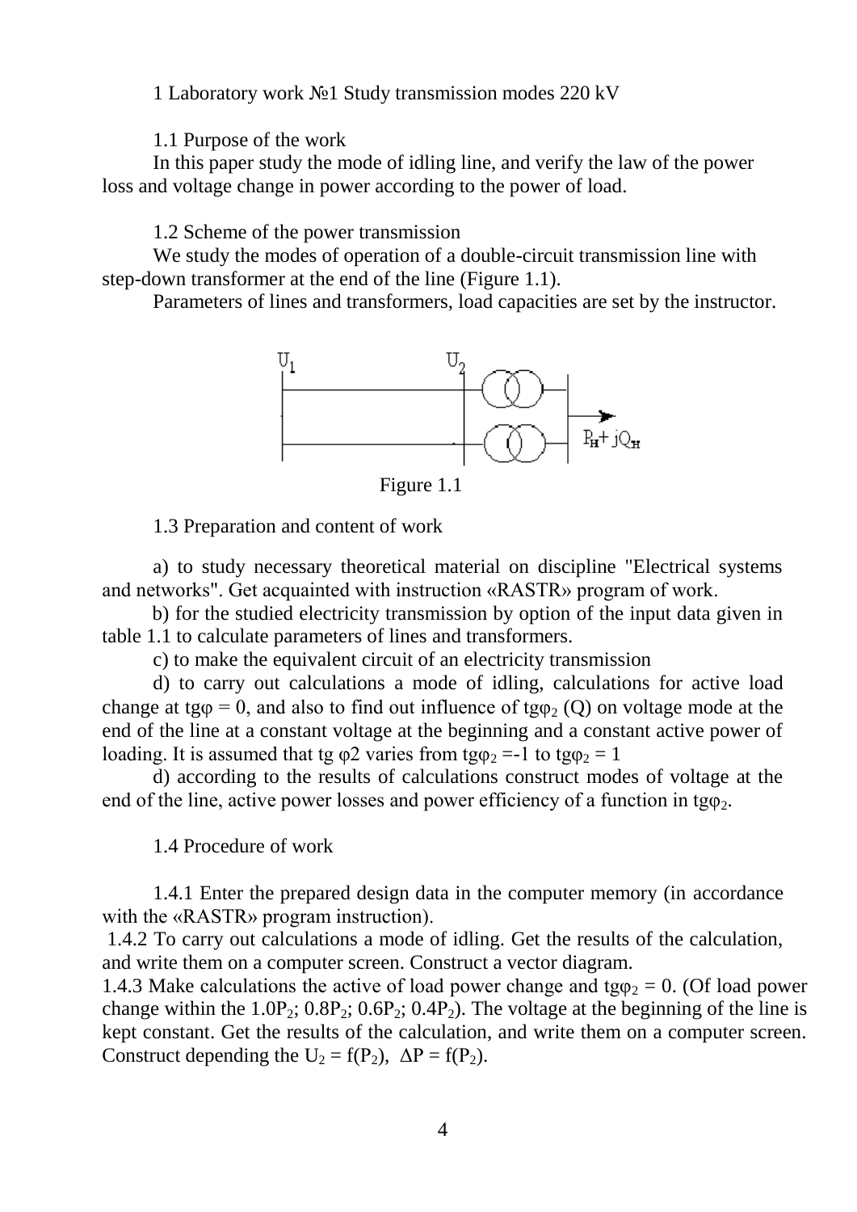# 1 Laboratory work №1 Study transmission modes 220 kV

## 1.1 Purpose of the work

In this paper study the mode of idling line, and verify the law of the power loss and voltage change in power according to the power of load.

## 1.2 Scheme of the power transmission

We study the modes of operation of a double-circuit transmission line with step-down transformer at the end of the line (Figure 1.1).

Parameters of lines and transformers, load capacities are set by the instructor.

Figure 1.1

## 1.3 Preparation and content of work

a) to study necessary theoretical material on discipline "Electrical systems and networks". Get acquainted with instruction «RASTR» program of work.

b) for the studied electricity transmission by option of the input data given in table 1.1 to calculate parameters of lines and transformers.

c) to make the equivalent circuit of an electricity transmission

d) to carry out calculations a mode of idling, calculations for active load change at $tg\varphi = 0$, and also to find out influence of $tg\varphi_2$ (Q) on voltage mode at the end of the line at a constant voltage at the beginning and a constant active power of loading. It is assumed that $tg\,\varphi 2$ varies from $tg\varphi_2 = -1$ to $tg\varphi_2 = 1$

d) according to the results of calculations construct modes of voltage at the end of the line, active power losses and power efficiency of a function in $tg\varphi_2$.

## 1.4 Procedure of work

1.4.1 Enter the prepared design data in the computer memory (in accordance with the «RASTR» program instruction).

1.4.2 To carry out calculations a mode of idling. Get the results of the calculation, and write them on a computer screen. Construct a vector diagram.

1.4.3 Make calculations the active of load power change and $tg\varphi_2 = 0$. (Of load power change within the $1.0P_2$; $0.8P_2$; $0.6P_2$; $0.4P_2$). The voltage at the beginning of the line is kept constant. Get the results of the calculation, and write them on a computer screen. Construct depending the $U_2 = f(P_2)$, $\Delta P = f(P_2)$.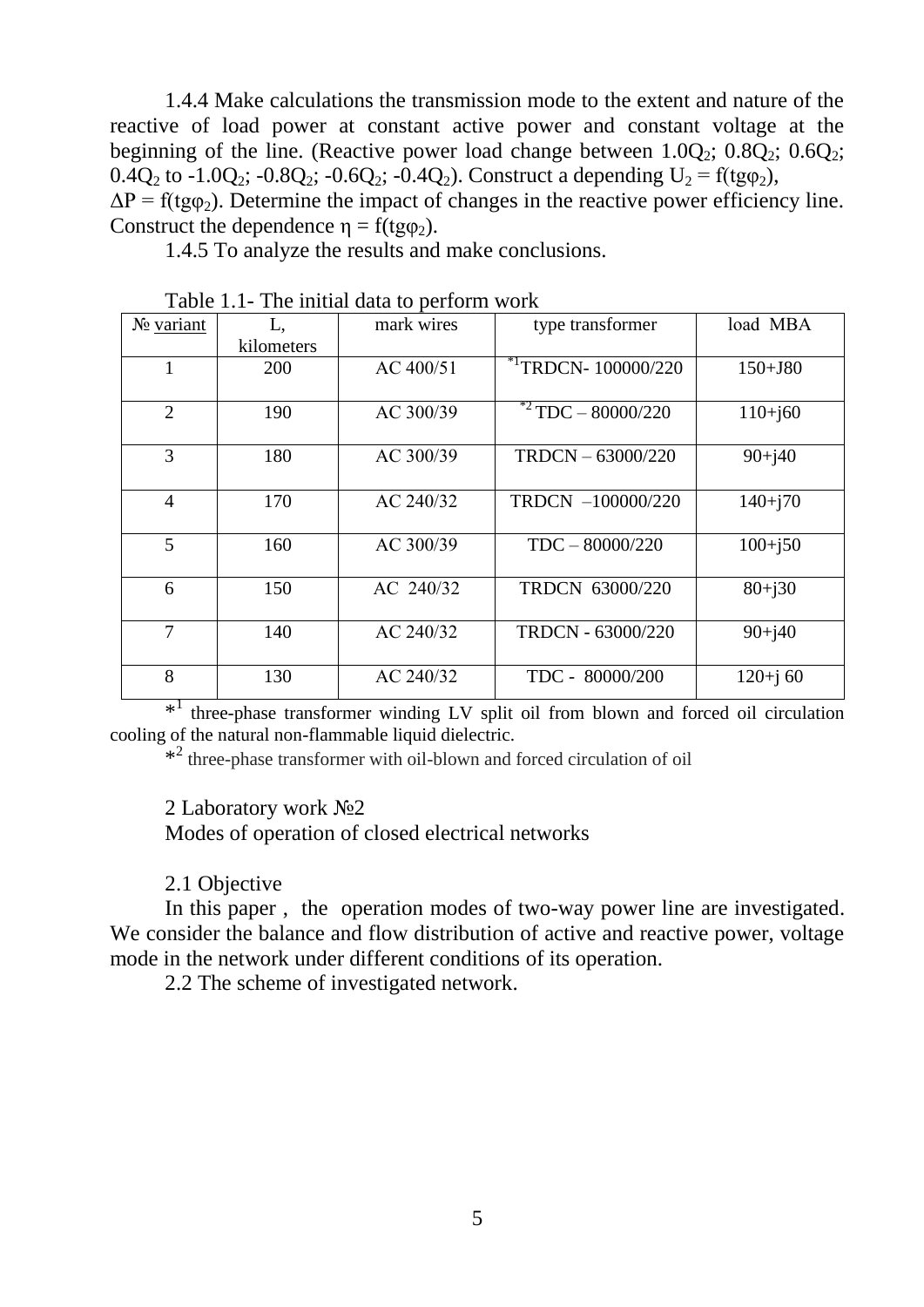1.4.4 Make calculations the transmission mode to the extent and nature of the reactive of load power at constant active power and constant voltage at the beginning of the line. (Reactive power load change between $1.0Q_2$; $0.8Q_2$; $0.6Q_2$; $0.4Q_2$ to $-1.0Q_2$; $-0.8Q_2$; $-0.6Q_2$; $-0.4Q_2$). Construct a depending $U_2 = f(tg\varphi_2)$, $\Delta P = f(tg\varphi_2)$. Determine the impact of changes in the reactive power efficiency line. Construct the dependence $\eta = f(tg\varphi_2)$.

1.4.5 To analyze the results and make conclusions.

Table 1.1- The initial data to perform work

| № variant | L, kilometers | mark wires | type transformer | load MBA |
|---|---|---|---|---|
| 1 | 200 | AC 400/51 | *1 TRDCN- 100000/220 | 150+J80 |
| 2 | 190 | AC 300/39 | *2 TDC – 80000/220 | 110+j60 |
| 3 | 180 | AC 300/39 | TRDCN – 63000/220 | 90+j40 |
| 4 | 170 | AC 240/32 | TRDCN –100000/220 | 140+j70 |
| 5 | 160 | AC 300/39 | TDC – 80000/220 | 100+j50 |
| 6 | 150 | AC 240/32 | TRDCN 63000/220 | 80+j30 |
| 7 | 140 | AC 240/32 | TRDCN - 63000/220 | 90+j40 |
| 8 | 130 | AC 240/32 | TDC - 80000/200 | 120+j 60 |

*1 three-phase transformer winding LV split oil from blown and forced oil circulation cooling of the natural non-flammable liquid dielectric.

*2 three-phase transformer with oil-blown and forced circulation of oil

## 2 Laboratory work №2

## Modes of operation of closed electrical networks

### 2.1 Objective

In this paper , the operation modes of two-way power line are investigated. We consider the balance and flow distribution of active and reactive power, voltage mode in the network under different conditions of its operation.

### 2.2 The scheme of investigated network.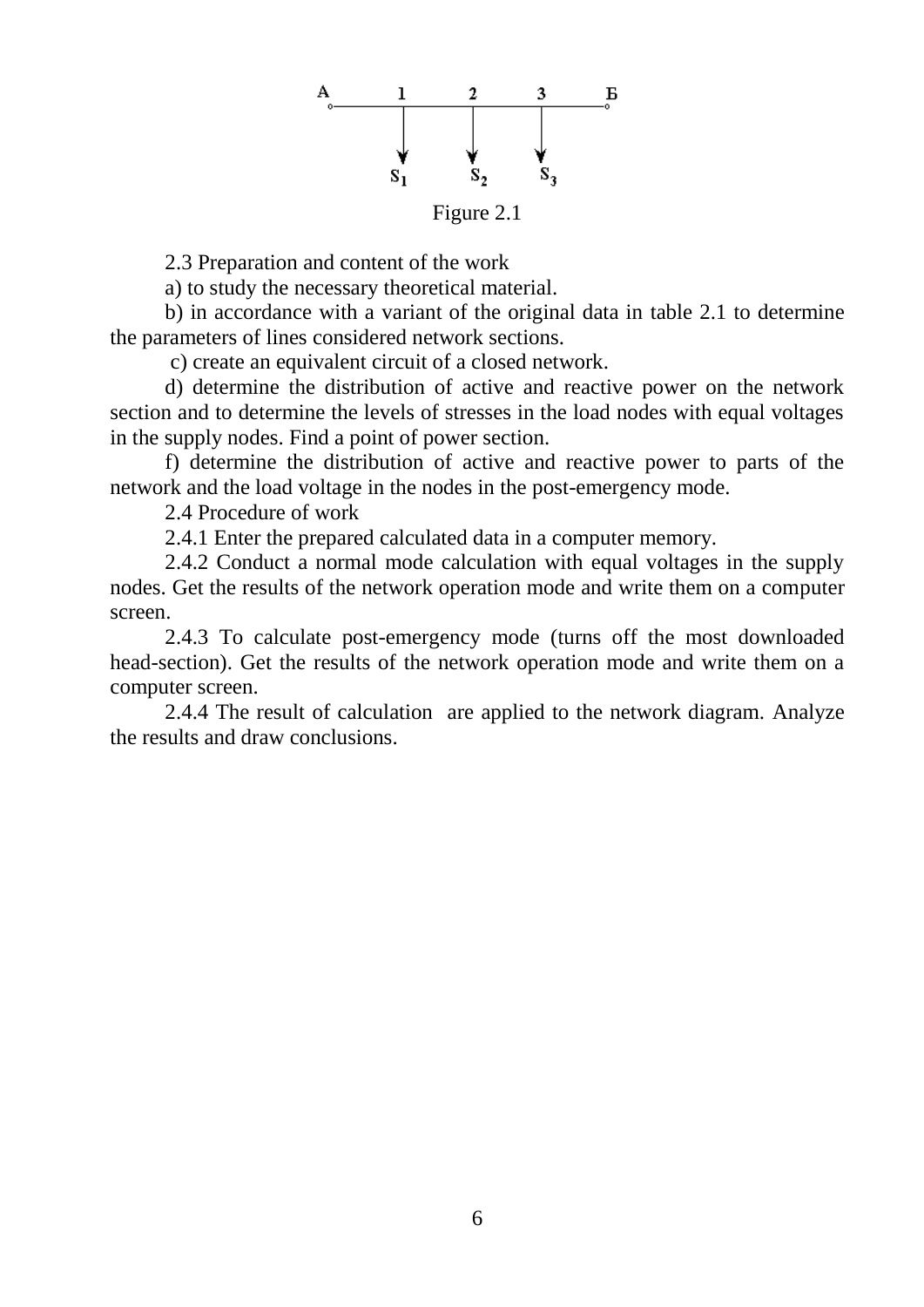Figure 2.1

2.3 Preparation and content of the work

a) to study the necessary theoretical material.

b) in accordance with a variant of the original data in table 2.1 to determine the parameters of lines considered network sections.

c) create an equivalent circuit of a closed network.

d) determine the distribution of active and reactive power on the network section and to determine the levels of stresses in the load nodes with equal voltages in the supply nodes. Find a point of power section.

f) determine the distribution of active and reactive power to parts of the network and the load voltage in the nodes in the post-emergency mode.

2.4 Procedure of work

2.4.1 Enter the prepared calculated data in a computer memory.

2.4.2 Conduct a normal mode calculation with equal voltages in the supply nodes. Get the results of the network operation mode and write them on a computer screen.

2.4.3 To calculate post-emergency mode (turns off the most downloaded head-section). Get the results of the network operation mode and write them on a computer screen.

2.4.4 The result of calculation are applied to the network diagram. Analyze the results and draw conclusions.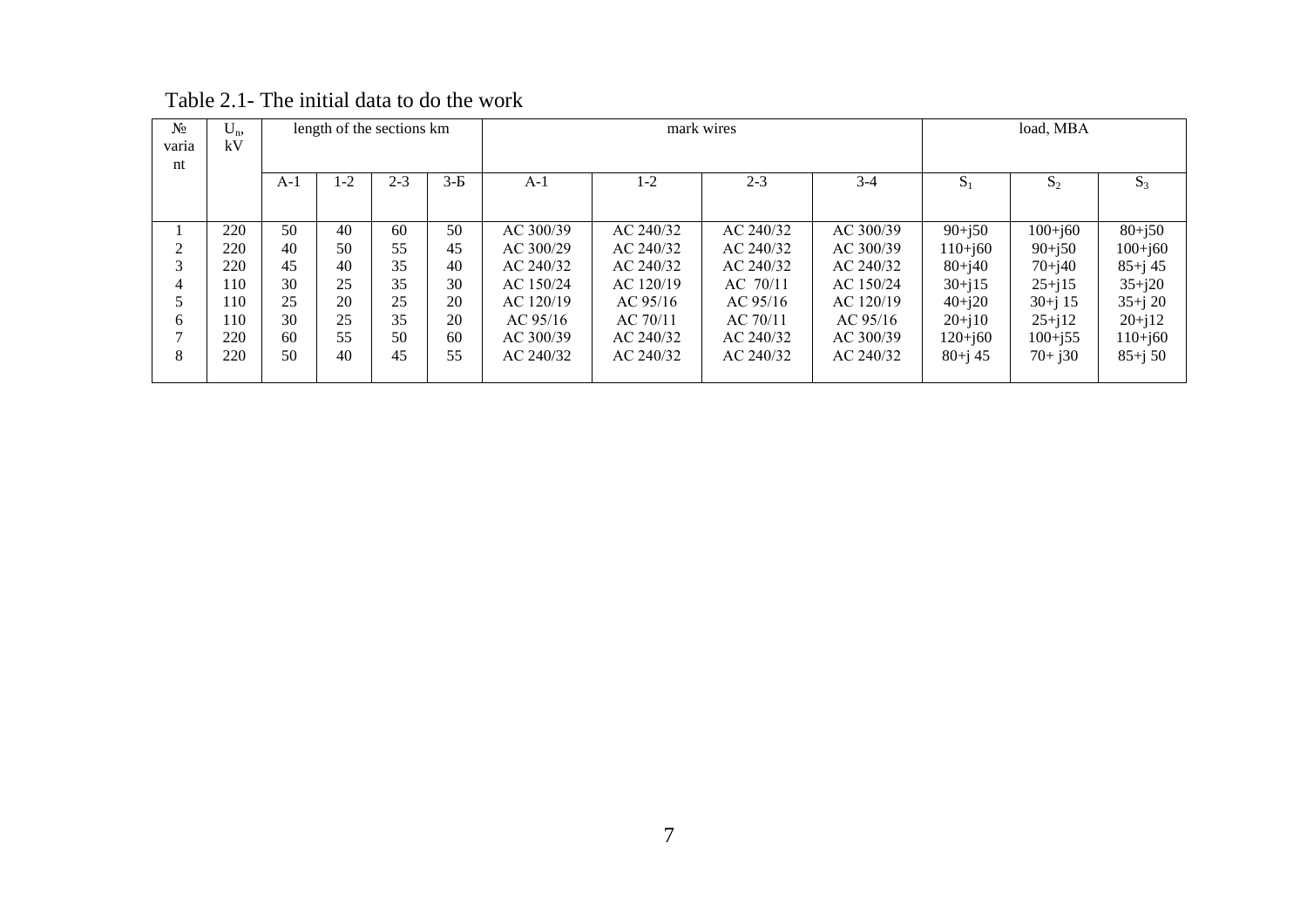Table 2.1- The initial data to do the work

| № variant | $U_n$, kV | length of the sections km | | | | mark wires | | | | load, MBA | | |
|---|---|---|---|---|---|---|---|---|---|---|---|---|
| | | A-1 | 1-2 | 2-3 | 3-Б | A-1 | 1-2 | 2-3 | 3-4 | $S_1$ | $S_2$ | $S_3$ |
| 1 | 220 | 50 | 40 | 60 | 50 | AC 300/39 | AC 240/32 | AC 240/32 | AC 300/39 | 90+j50 | 100+j60 | 80+j50 |
| 2 | 220 | 40 | 50 | 55 | 45 | AC 300/29 | AC 240/32 | AC 240/32 | AC 300/39 | 110+j60 | 90+j50 | 100+j60 |
| 3 | 220 | 45 | 40 | 35 | 40 | AC 240/32 | AC 240/32 | AC 240/32 | AC 240/32 | 80+j40 | 70+j40 | 85+j 45 |
| 4 | 110 | 30 | 25 | 35 | 30 | AC 150/24 | AC 120/19 | AC 70/11 | AC 150/24 | 30+j15 | 25+j15 | 35+j20 |
| 5 | 110 | 25 | 20 | 25 | 20 | AC 120/19 | AC 95/16 | AC 95/16 | AC 120/19 | 40+j20 | 30+j 15 | 35+j 20 |
| 6 | 110 | 30 | 25 | 35 | 20 | AC 95/16 | AC 70/11 | AC 70/11 | AC 95/16 | 20+j10 | 25+j12 | 20+j12 |
| 7 | 220 | 60 | 55 | 50 | 60 | AC 300/39 | AC 240/32 | AC 240/32 | AC 300/39 | 120+j60 | 100+j55 | 110+j60 |
| 8 | 220 | 50 | 40 | 45 | 55 | AC 240/32 | AC 240/32 | AC 240/32 | AC 240/32 | 80+j 45 | 70+ j30 | 85+j 50 |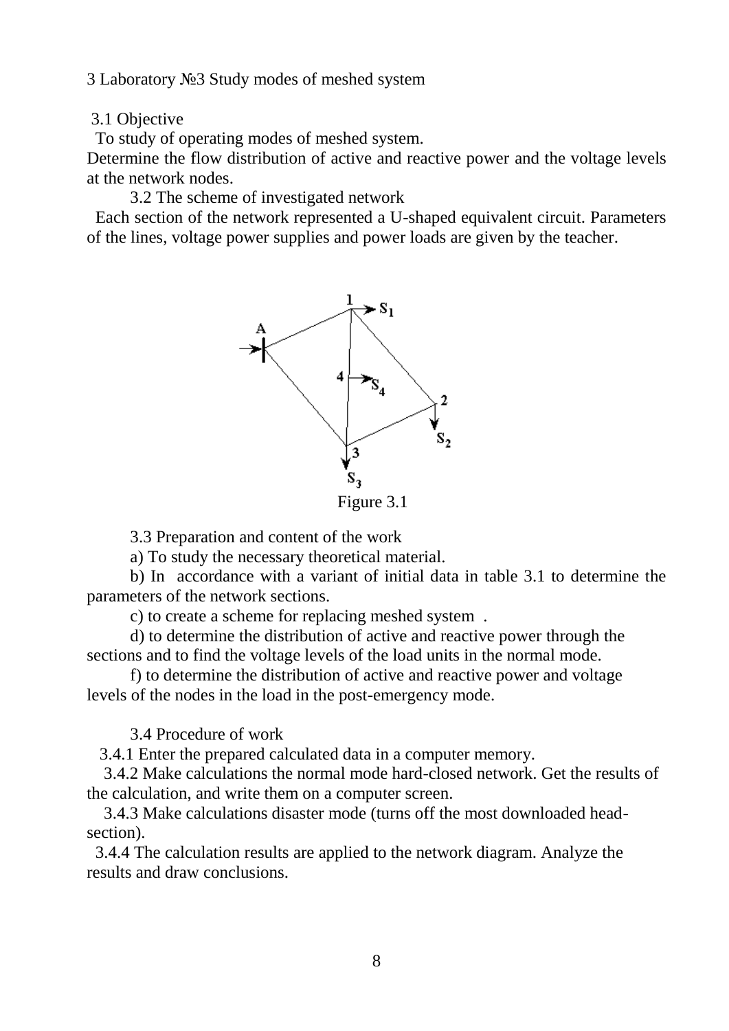# 3 Laboratory №3 Study modes of meshed system

## 3.1 Objective

To study of operating modes of meshed system.

Determine the flow distribution of active and reactive power and the voltage levels at the network nodes.

## 3.2 The scheme of investigated network

Each section of the network represented a U-shaped equivalent circuit. Parameters of the lines, voltage power supplies and power loads are given by the teacher.

Figure 3.1

## 3.3 Preparation and content of the work

a) To study the necessary theoretical material.

b) In accordance with a variant of initial data in table 3.1 to determine the parameters of the network sections.

c) to create a scheme for replacing meshed system .

d) to determine the distribution of active and reactive power through the sections and to find the voltage levels of the load units in the normal mode.

f) to determine the distribution of active and reactive power and voltage levels of the nodes in the load in the post-emergency mode.

## 3.4 Procedure of work

3.4.1 Enter the prepared calculated data in a computer memory.

3.4.2 Make calculations the normal mode hard-closed network. Get the results of the calculation, and write them on a computer screen.

3.4.3 Make calculations disaster mode (turns off the most downloaded head-section).

3.4.4 The calculation results are applied to the network diagram. Analyze the results and draw conclusions.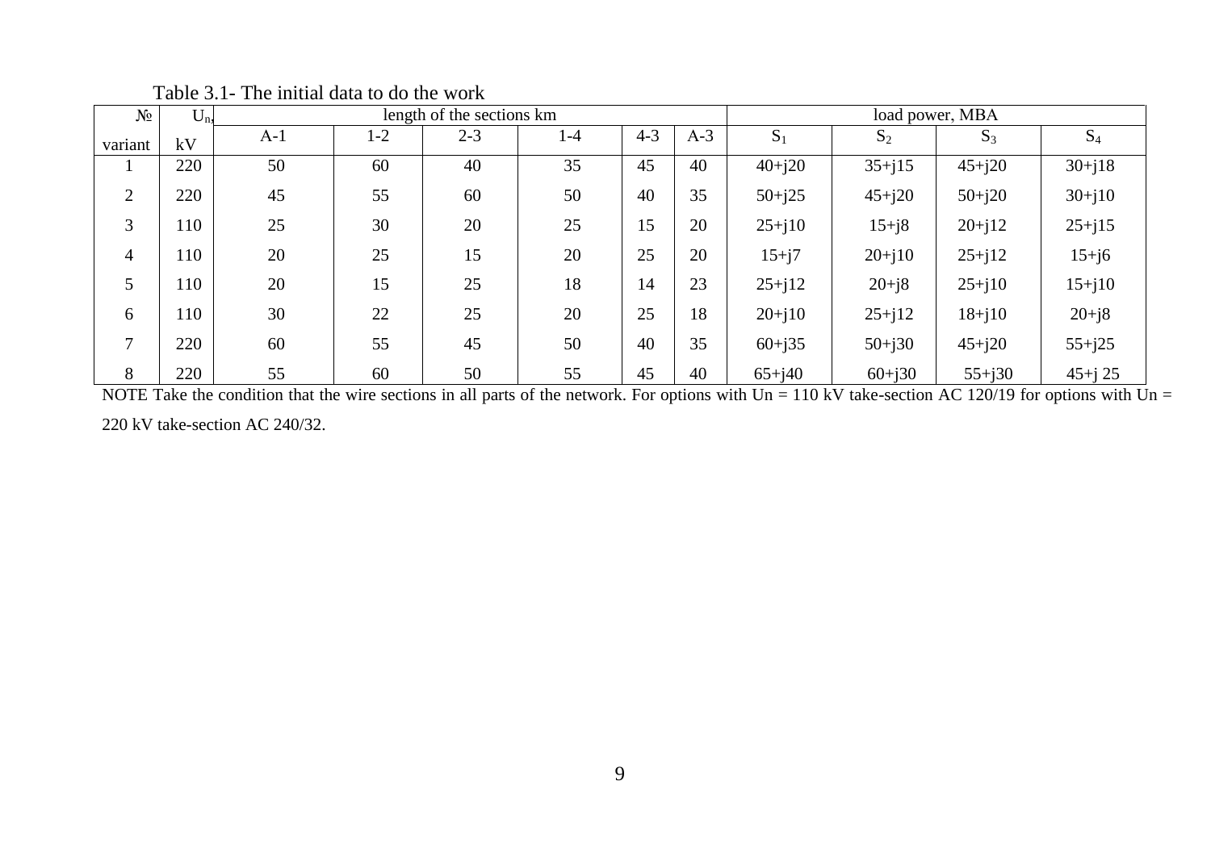Table 3.1- The initial data to do the work

| № variant | $U_n$, kV | length of the sections km | | | | | | load power, MBA | | | |
|---|---|---|---|---|---|---|---|---|---|---|---|
| | | A-1 | 1-2 | 2-3 | 1-4 | 4-3 | A-3 | $S_1$ | $S_2$ | $S_3$ | $S_4$ |
| 1 | 220 | 50 | 60 | 40 | 35 | 45 | 40 | 40+j20 | 35+j15 | 45+j20 | 30+j18 |
| 2 | 220 | 45 | 55 | 60 | 50 | 40 | 35 | 50+j25 | 45+j20 | 50+j20 | 30+j10 |
| 3 | 110 | 25 | 30 | 20 | 25 | 15 | 20 | 25+j10 | 15+j8 | 20+j12 | 25+j15 |
| 4 | 110 | 20 | 25 | 15 | 20 | 25 | 20 | 15+j7 | 20+j10 | 25+j12 | 15+j6 |
| 5 | 110 | 20 | 15 | 25 | 18 | 14 | 23 | 25+j12 | 20+j8 | 25+j10 | 15+j10 |
| 6 | 110 | 30 | 22 | 25 | 20 | 25 | 18 | 20+j10 | 25+j12 | 18+j10 | 20+j8 |
| 7 | 220 | 60 | 55 | 45 | 50 | 40 | 35 | 60+j35 | 50+j30 | 45+j20 | 55+j25 |
| 8 | 220 | 55 | 60 | 50 | 55 | 45 | 40 | 65+j40 | 60+j30 | 55+j30 | 45+j 25 |

NOTE Take the condition that the wire sections in all parts of the network. For options with Un = 110 kV take-section AC 120/19 for options with Un = 220 kV take-section AC 240/32.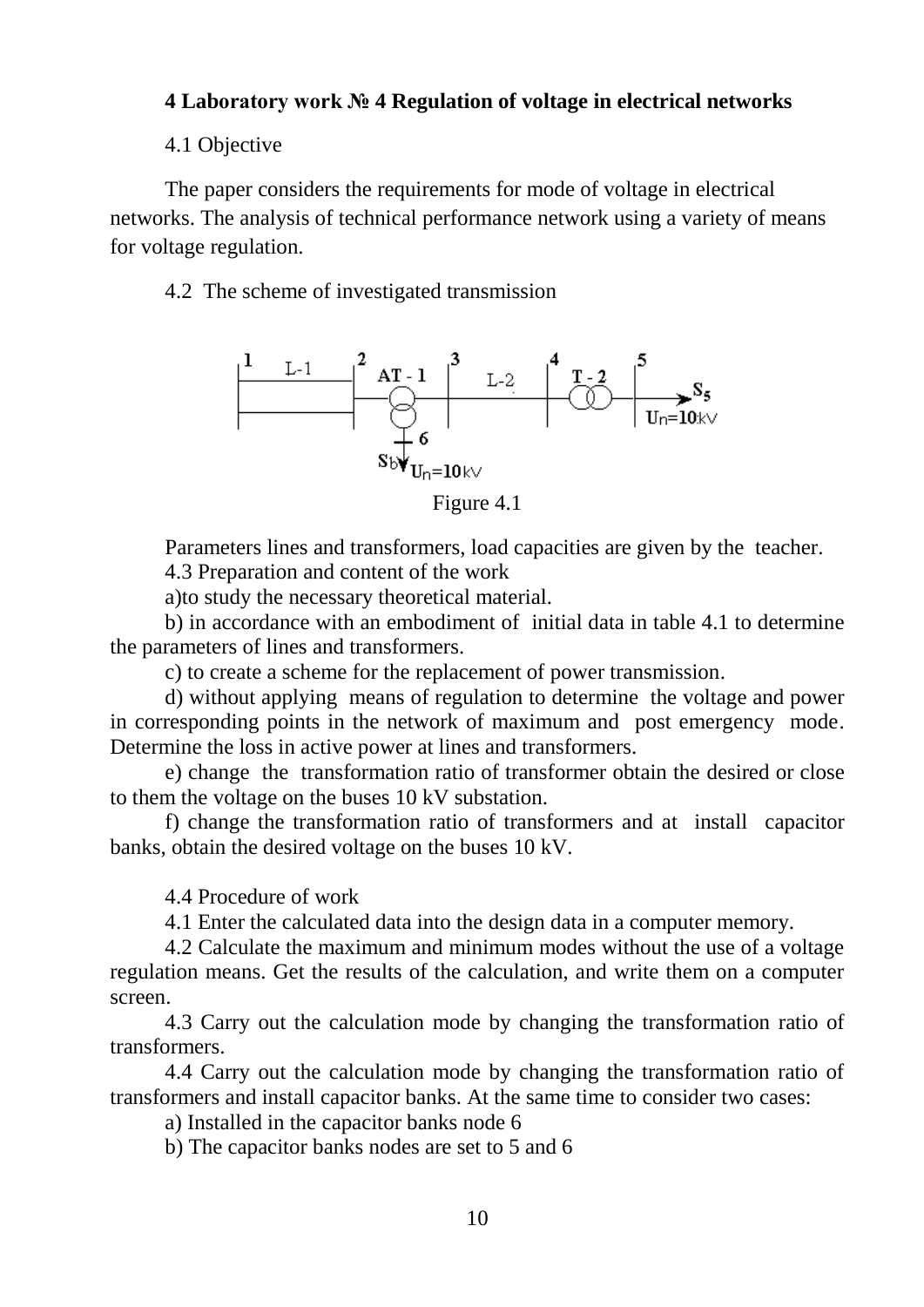## 4 Laboratory work № 4 Regulation of voltage in electrical networks

4.1 Objective

The paper considers the requirements for mode of voltage in electrical networks. The analysis of technical performance network using a variety of means for voltage regulation.

4.2 The scheme of investigated transmission

Figure 4.1

Parameters lines and transformers, load capacities are given by the teacher.

4.3 Preparation and content of the work

a)to study the necessary theoretical material.

b) in accordance with an embodiment of initial data in table 4.1 to determine the parameters of lines and transformers.

c) to create a scheme for the replacement of power transmission.

d) without applying means of regulation to determine the voltage and power in corresponding points in the network of maximum and post emergency mode. Determine the loss in active power at lines and transformers.

e) change the transformation ratio of transformer obtain the desired or close to them the voltage on the buses 10 kV substation.

f) change the transformation ratio of transformers and at install capacitor banks, obtain the desired voltage on the buses 10 kV.

4.4 Procedure of work

4.1 Enter the calculated data into the design data in a computer memory.

4.2 Calculate the maximum and minimum modes without the use of a voltage regulation means. Get the results of the calculation, and write them on a computer screen.

4.3 Carry out the calculation mode by changing the transformation ratio of transformers.

4.4 Carry out the calculation mode by changing the transformation ratio of transformers and install capacitor banks. At the same time to consider two cases:

a) Installed in the capacitor banks node 6

b) The capacitor banks nodes are set to 5 and 6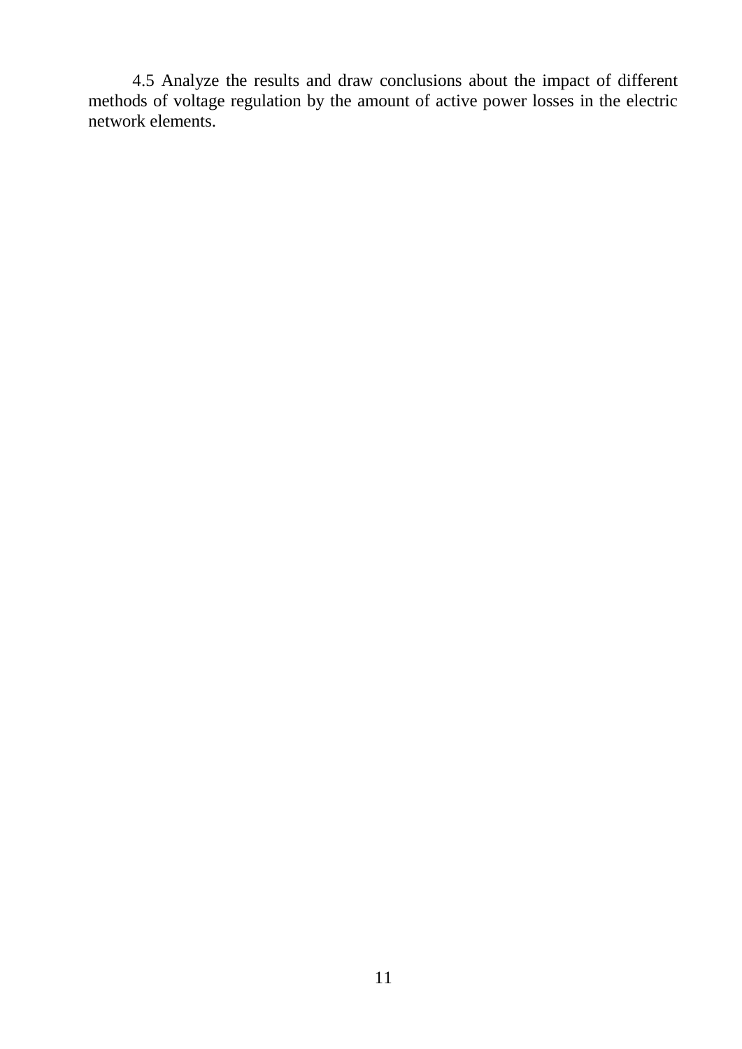4.5 Analyze the results and draw conclusions about the impact of different methods of voltage regulation by the amount of active power losses in the electric network elements.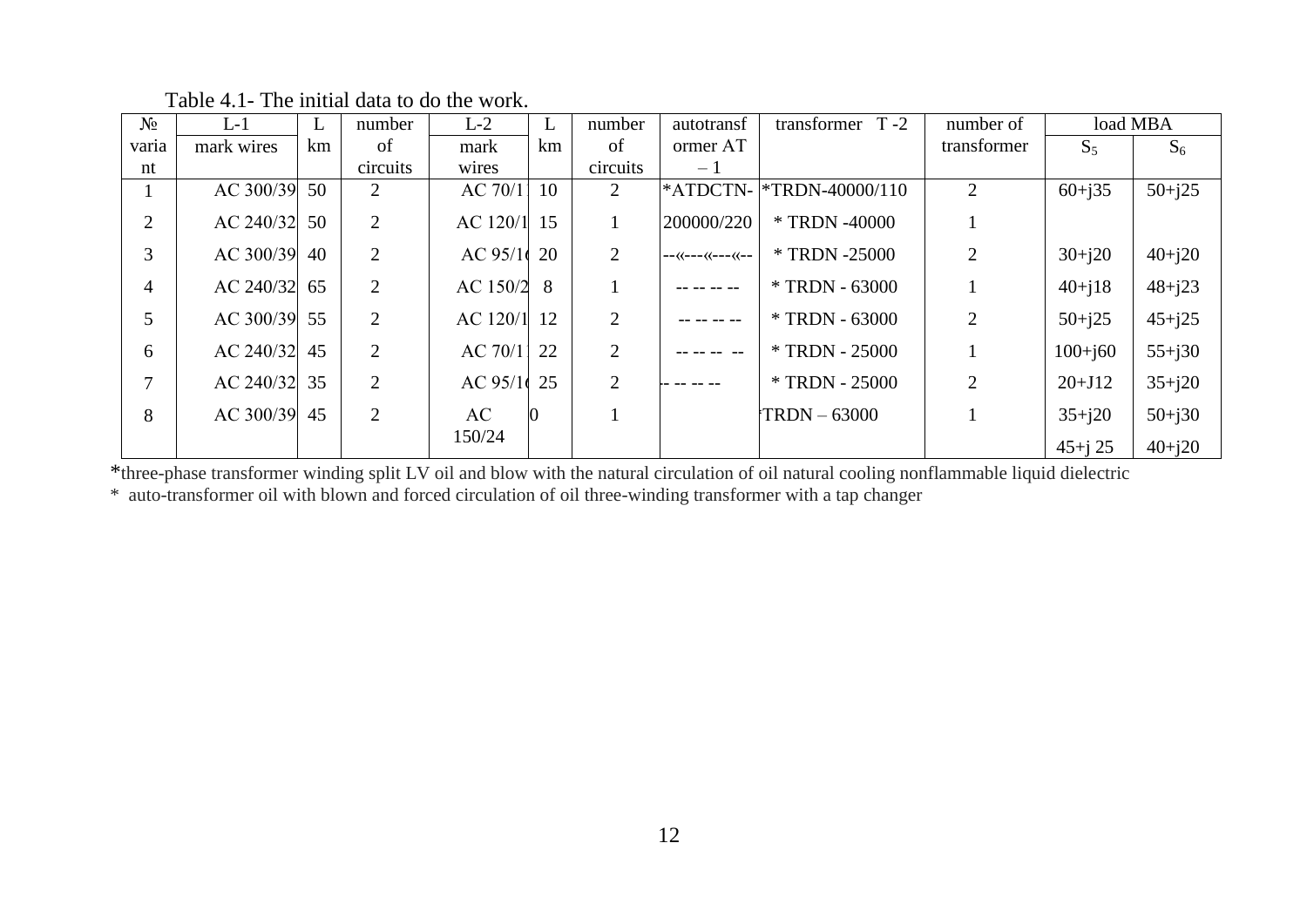Table 4.1- The initial data to do the work.

| № variant | L-1 mark wires | L km | number of circuits | L-2 mark wires | L km | number of circuits | autotransformer AT – 1 | transformer T -2 | number of transformer | load MBA | |
|---|---|---|---|---|---|---|---|---|---|---|---|
| | | | | | | | | | | $S_5$ | $S_6$ |
| 1 | AC 300/39 | 50 | 2 | AC 70/1 | 10 | 2 | *ATDCTN- | *TRDN-40000/110 | 2 | 60+j35 | 50+j25 |
| 2 | AC 240/32 | 50 | 2 | AC 120/1 | 15 | 1 | 200000/220 | * TRDN -40000 | 1 | | |
| 3 | AC 300/39 | 40 | 2 | AC 95/1 | 20 | 2 | --«---«---«-- | * TRDN -25000 | 2 | 30+j20 | 40+j20 |
| 4 | AC 240/32 | 65 | 2 | AC 150/2 | 8 | 1 | -- -- -- -- | * TRDN - 63000 | 1 | 40+j18 | 48+j23 |
| 5 | AC 300/39 | 55 | 2 | AC 120/1 | 12 | 2 | -- -- -- -- | * TRDN - 63000 | 2 | 50+j25 | 45+j25 |
| 6 | AC 240/32 | 45 | 2 | AC 70/1 | 22 | 2 | -- -- -- -- | * TRDN - 25000 | 1 | 100+j60 | 55+j30 |
| 7 | AC 240/32 | 35 | 2 | AC 95/1 | 25 | 2 | -- -- -- -- | * TRDN - 25000 | 2 | 20+J12 | 35+j20 |
| 8 | AC 300/39 | 45 | 2 | AC 150/24 | 0 | 1 | | TRDN – 63000 | 1 | 35+j20 | 50+j30 |
| | | | | | | | | | | 45+j 25 | 40+j20 |

*three-phase transformer winding split LV oil and blow with the natural circulation of oil natural cooling nonflammable liquid dielectric

* auto-transformer oil with blown and forced circulation of oil three-winding transformer with a tap changer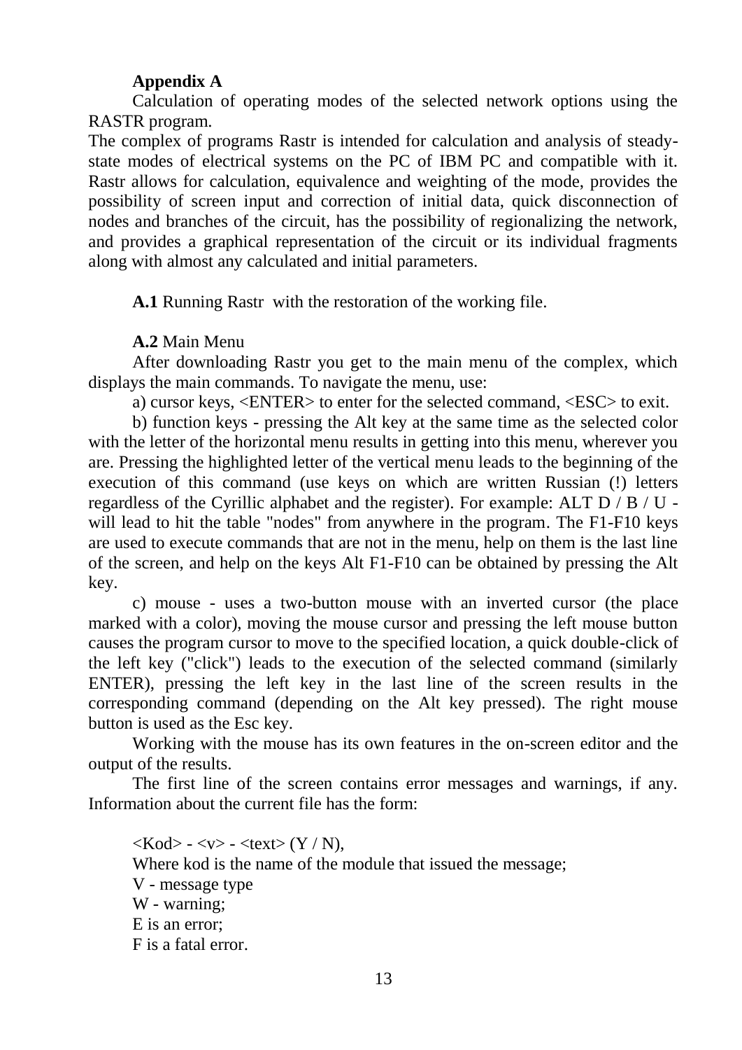**Appendix A**

Calculation of operating modes of the selected network options using the RASTR program.

The complex of programs Rastr is intended for calculation and analysis of steady-state modes of electrical systems on the PC of IBM PC and compatible with it. Rastr allows for calculation, equivalence and weighting of the mode, provides the possibility of screen input and correction of initial data, quick disconnection of nodes and branches of the circuit, has the possibility of regionalizing the network, and provides a graphical representation of the circuit or its individual fragments along with almost any calculated and initial parameters.

**A.1** Running Rastr with the restoration of the working file.

**A.2** Main Menu

After downloading Rastr you get to the main menu of the complex, which displays the main commands. To navigate the menu, use:

a) cursor keys, <ENTER> to enter for the selected command, <ESC> to exit.

b) function keys - pressing the Alt key at the same time as the selected color with the letter of the horizontal menu results in getting into this menu, wherever you are. Pressing the highlighted letter of the vertical menu leads to the beginning of the execution of this command (use keys on which are written Russian (!) letters regardless of the Cyrillic alphabet and the register). For example: ALT D / B / U - will lead to hit the table "nodes" from anywhere in the program. The F1-F10 keys are used to execute commands that are not in the menu, help on them is the last line of the screen, and help on the keys Alt F1-F10 can be obtained by pressing the Alt key.

c) mouse - uses a two-button mouse with an inverted cursor (the place marked with a color), moving the mouse cursor and pressing the left mouse button causes the program cursor to move to the specified location, a quick double-click of the left key ("click") leads to the execution of the selected command (similarly ENTER), pressing the left key in the last line of the screen results in the corresponding command (depending on the Alt key pressed). The right mouse button is used as the Esc key.

Working with the mouse has its own features in the on-screen editor and the output of the results.

The first line of the screen contains error messages and warnings, if any. Information about the current file has the form:

<Kod> - <v> - <text> (Y / N),

Where kod is the name of the module that issued the message;

V - message type

W - warning;

E is an error;

F is a fatal error.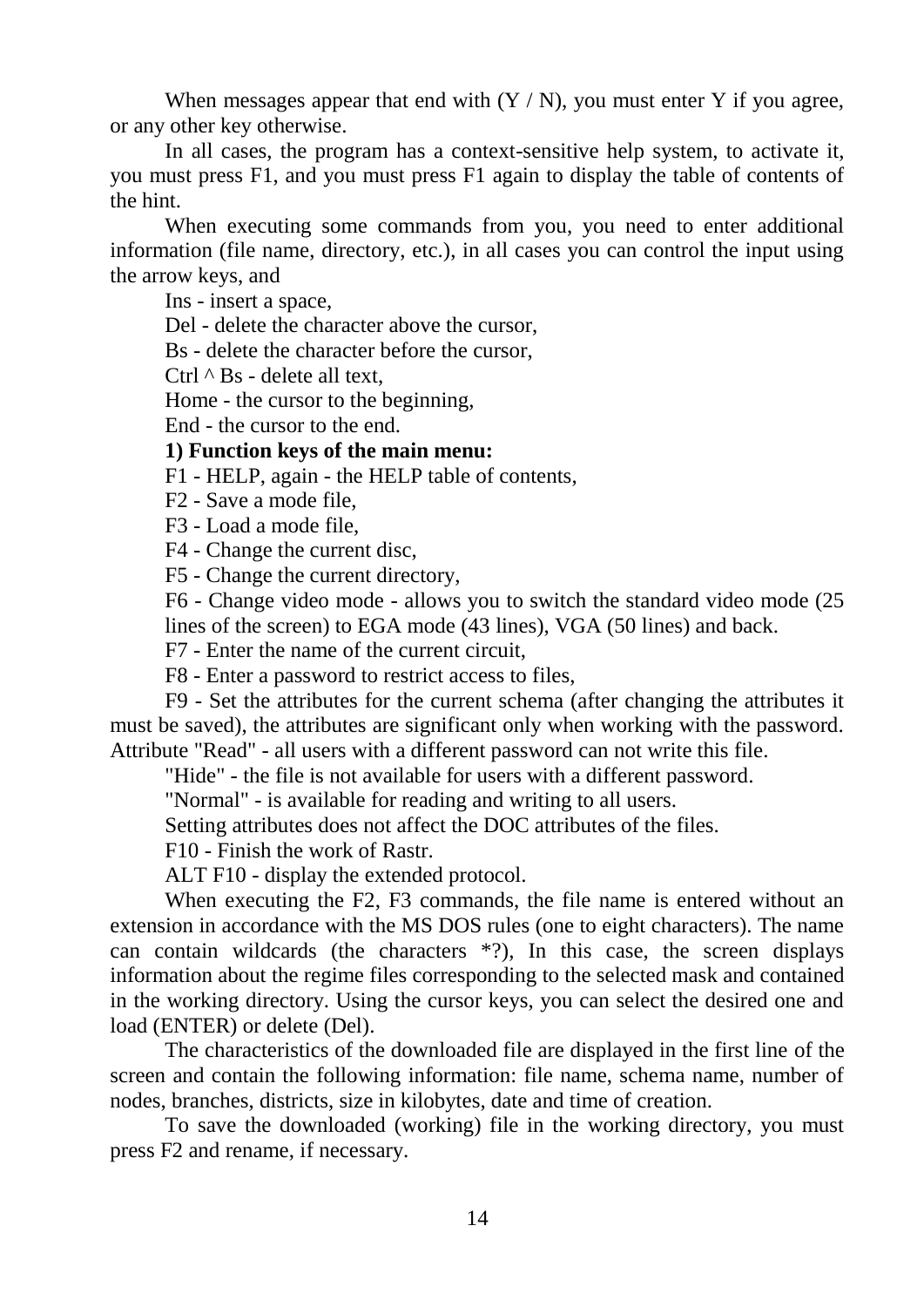When messages appear that end with (Y / N), you must enter Y if you agree, or any other key otherwise.

In all cases, the program has a context-sensitive help system, to activate it, you must press F1, and you must press F1 again to display the table of contents of the hint.

When executing some commands from you, you need to enter additional information (file name, directory, etc.), in all cases you can control the input using the arrow keys, and

Ins - insert a space,

Del - delete the character above the cursor,

Bs - delete the character before the cursor,

Ctrl ^ Bs - delete all text,

Home - the cursor to the beginning,

End - the cursor to the end.

**1) Function keys of the main menu:**

F1 - HELP, again - the HELP table of contents,

F2 - Save a mode file,

F3 - Load a mode file,

F4 - Change the current disc,

F5 - Change the current directory,

F6 - Change video mode - allows you to switch the standard video mode (25 lines of the screen) to EGA mode (43 lines), VGA (50 lines) and back.

F7 - Enter the name of the current circuit,

F8 - Enter a password to restrict access to files,

F9 - Set the attributes for the current schema (after changing the attributes it must be saved), the attributes are significant only when working with the password. Attribute "Read" - all users with a different password can not write this file.

"Hide" - the file is not available for users with a different password.

"Normal" - is available for reading and writing to all users.

Setting attributes does not affect the DOC attributes of the files.

F10 - Finish the work of Rastr.

ALT F10 - display the extended protocol.

When executing the F2, F3 commands, the file name is entered without an extension in accordance with the MS DOS rules (one to eight characters). The name can contain wildcards (the characters *?), In this case, the screen displays information about the regime files corresponding to the selected mask and contained in the working directory. Using the cursor keys, you can select the desired one and load (ENTER) or delete (Del).

The characteristics of the downloaded file are displayed in the first line of the screen and contain the following information: file name, schema name, number of nodes, branches, districts, size in kilobytes, date and time of creation.

To save the downloaded (working) file in the working directory, you must press F2 and rename, if necessary.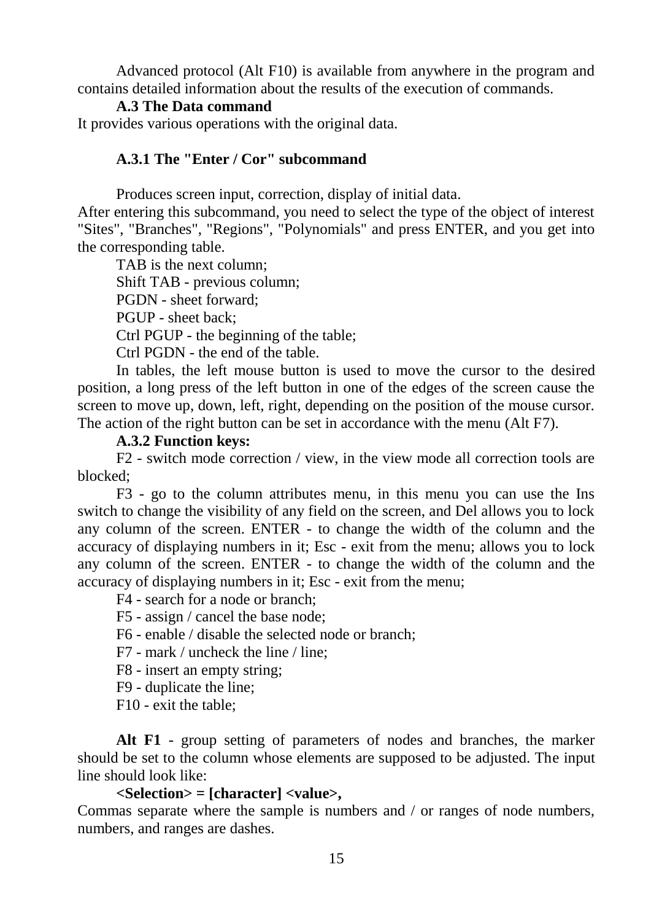Advanced protocol (Alt F10) is available from anywhere in the program and contains detailed information about the results of the execution of commands.

### A.3 The Data command

It provides various operations with the original data.

#### A.3.1 The "Enter / Cor" subcommand

Produces screen input, correction, display of initial data.
After entering this subcommand, you need to select the type of the object of interest "Sites", "Branches", "Regions", "Polynomials" and press ENTER, and you get into the corresponding table.

TAB is the next column;

Shift TAB - previous column;

PGDN - sheet forward;

PGUP - sheet back;

Ctrl PGUP - the beginning of the table;

Ctrl PGDN - the end of the table.

In tables, the left mouse button is used to move the cursor to the desired position, a long press of the left button in one of the edges of the screen cause the screen to move up, down, left, right, depending on the position of the mouse cursor. The action of the right button can be set in accordance with the menu (Alt F7).

#### A.3.2 Function keys:

F2 - switch mode correction / view, in the view mode all correction tools are blocked;

F3 - go to the column attributes menu, in this menu you can use the Ins switch to change the visibility of any field on the screen, and Del allows you to lock any column of the screen. ENTER - to change the width of the column and the accuracy of displaying numbers in it; Esc - exit from the menu; allows you to lock any column of the screen. ENTER - to change the width of the column and the accuracy of displaying numbers in it; Esc - exit from the menu;

F4 - search for a node or branch;

F5 - assign / cancel the base node;

F6 - enable / disable the selected node or branch;

F7 - mark / uncheck the line / line;

F8 - insert an empty string;

F9 - duplicate the line;

F10 - exit the table;

**Alt F1** - group setting of parameters of nodes and branches, the marker should be set to the column whose elements are supposed to be adjusted. The input line should look like:

**<Selection> = [character] <value>,**

Commas separate where the sample is numbers and / or ranges of node numbers, numbers, and ranges are dashes.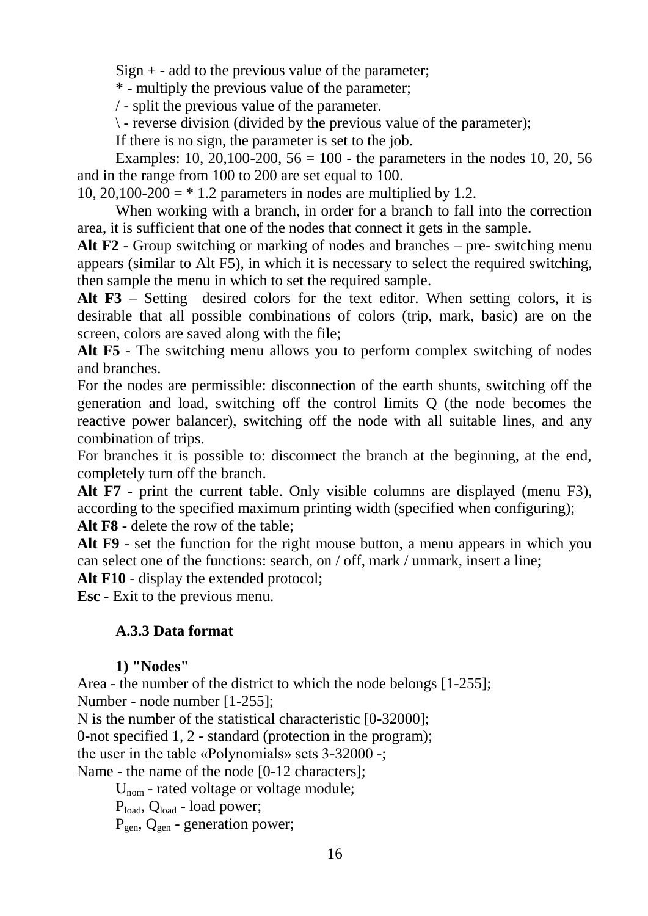Sign + - add to the previous value of the parameter;

* - multiply the previous value of the parameter;

/ - split the previous value of the parameter.

\ - reverse division (divided by the previous value of the parameter);

If there is no sign, the parameter is set to the job.

Examples: 10, 20,100-200, 56 = 100 - the parameters in the nodes 10, 20, 56 and in the range from 100 to 200 are set equal to 100.

10, 20,100-200 = * 1.2 parameters in nodes are multiplied by 1.2.

When working with a branch, in order for a branch to fall into the correction area, it is sufficient that one of the nodes that connect it gets in the sample.

**Alt F2** - Group switching or marking of nodes and branches – pre- switching menu appears (similar to Alt F5), in which it is necessary to select the required switching, then sample the menu in which to set the required sample.

**Alt F3** – Setting desired colors for the text editor. When setting colors, it is desirable that all possible combinations of colors (trip, mark, basic) are on the screen, colors are saved along with the file;

**Alt F5** - The switching menu allows you to perform complex switching of nodes and branches.

For the nodes are permissible: disconnection of the earth shunts, switching off the generation and load, switching off the control limits Q (the node becomes the reactive power balancer), switching off the node with all suitable lines, and any combination of trips.

For branches it is possible to: disconnect the branch at the beginning, at the end, completely turn off the branch.

**Alt F7** - print the current table. Only visible columns are displayed (menu F3), according to the specified maximum printing width (specified when configuring);

**Alt F8** - delete the row of the table;

**Alt F9** - set the function for the right mouse button, a menu appears in which you can select one of the functions: search, on / off, mark / unmark, insert a line;

**Alt F10** - display the extended protocol;

**Esc** - Exit to the previous menu.

### A.3.3 Data format

**1) "Nodes"**

Area - the number of the district to which the node belongs [1-255];

Number - node number [1-255];

N is the number of the statistical characteristic [0-32000];

0-not specified 1, 2 - standard (protection in the program);

the user in the table «Polynomials» sets 3-32000 -;

Name - the name of the node [0-12 characters];

$U_{nom}$ - rated voltage or voltage module;

$P_{load}$, $Q_{load}$ - load power;

$P_{gen}$, $Q_{gen}$ - generation power;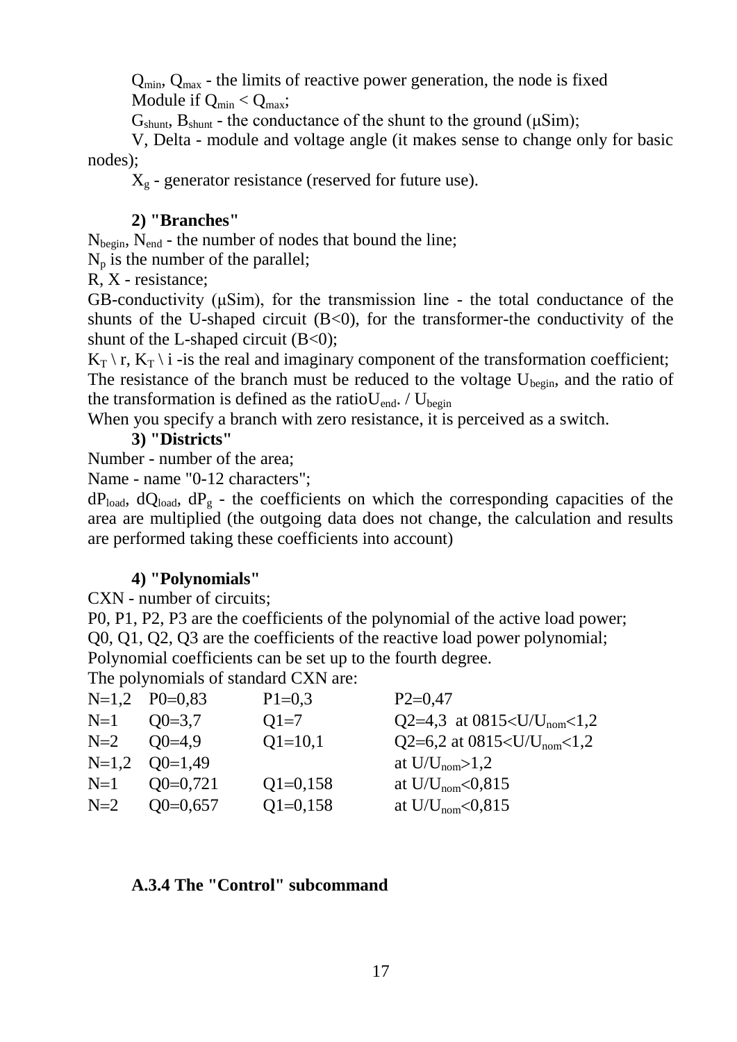$Q_{min}$, $Q_{max}$ - the limits of reactive power generation, the node is fixed Module if $Q_{min} < Q_{max}$;

$G_{shunt}$, $B_{shunt}$ - the conductance of the shunt to the ground (μSim);

V, Delta - module and voltage angle (it makes sense to change only for basic nodes);

$X_g$ - generator resistance (reserved for future use).

**2) "Branches"**

$N_{begin}$, $N_{end}$ - the number of nodes that bound the line;

$N_p$ is the number of the parallel;

R, X - resistance;

GB-conductivity (μSim), for the transmission line - the total conductance of the shunts of the U-shaped circuit (B<0), for the transformer-the conductivity of the shunt of the L-shaped circuit (B<0);

$K_T$ \ r, $K_T$ \ i -is the real and imaginary component of the transformation coefficient;

The resistance of the branch must be reduced to the voltage $U_{begin}$, and the ratio of the transformation is defined as the ratio$U_{end}$. / $U_{begin}$

When you specify a branch with zero resistance, it is perceived as a switch.

**3) "Districts"**

Number - number of the area;

Name - name "0-12 characters";

$dP_{load}$, $dQ_{load}$, $dP_g$ - the coefficients on which the corresponding capacities of the area are multiplied (the outgoing data does not change, the calculation and results are performed taking these coefficients into account)

**4) "Polynomials"**

CXN - number of circuits;

P0, P1, P2, P3 are the coefficients of the polynomial of the active load power;

Q0, Q1, Q2, Q3 are the coefficients of the reactive load power polynomial;

Polynomial coefficients can be set up to the fourth degree.

The polynomials of standard CXN are:

| | | | |
|---|---|---|---|
| N=1,2 | P0=0,83 | P1=0,3 | P2=0,47 |
| N=1 | Q0=3,7 | Q1=7 | Q2=4,3 at 0815<$U/U_{nom}$<1,2 |
| N=2 | Q0=4,9 | Q1=10,1 | Q2=6,2 at 0815<$U/U_{nom}$<1,2 |
| N=1,2 | Q0=1,49 | | at $U/U_{nom}$>1,2 |
| N=1 | Q0=0,721 | Q1=0,158 | at $U/U_{nom}$<0,815 |
| N=2 | Q0=0,657 | Q1=0,158 | at $U/U_{nom}$<0,815 |

**A.3.4 The "Control" subcommand**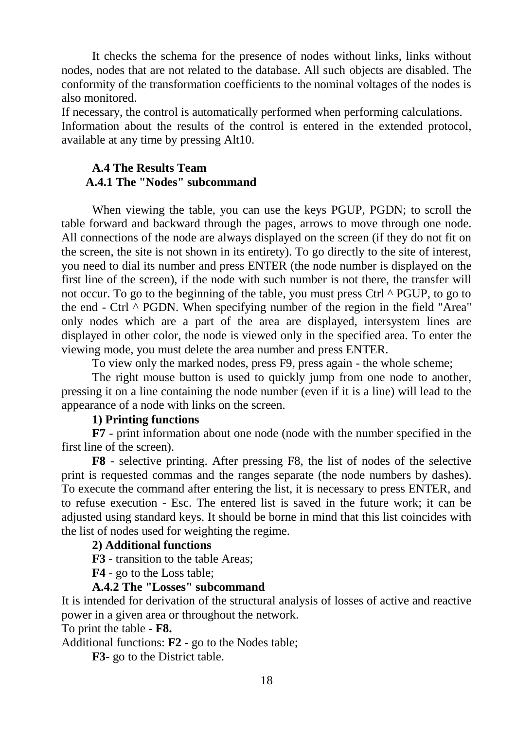It checks the schema for the presence of nodes without links, links without nodes, nodes that are not related to the database. All such objects are disabled. The conformity of the transformation coefficients to the nominal voltages of the nodes is also monitored.
If necessary, the control is automatically performed when performing calculations.
Information about the results of the control is entered in the extended protocol, available at any time by pressing Alt10.

## A.4 The Results Team

### A.4.1 The "Nodes" subcommand

When viewing the table, you can use the keys PGUP, PGDN; to scroll the table forward and backward through the pages, arrows to move through one node. All connections of the node are always displayed on the screen (if they do not fit on the screen, the site is not shown in its entirety). To go directly to the site of interest, you need to dial its number and press ENTER (the node number is displayed on the first line of the screen), if the node with such number is not there, the transfer will not occur. To go to the beginning of the table, you must press Ctrl ^ PGUP, to go to the end - Ctrl ^ PGDN. When specifying number of the region in the field "Area" only nodes which are a part of the area are displayed, intersystem lines are displayed in other color, the node is viewed only in the specified area. To enter the viewing mode, you must delete the area number and press ENTER.

To view only the marked nodes, press F9, press again - the whole scheme;

The right mouse button is used to quickly jump from one node to another, pressing it on a line containing the node number (even if it is a line) will lead to the appearance of a node with links on the screen.

**1) Printing functions**

**F7** - print information about one node (node with the number specified in the first line of the screen).

**F8** - selective printing. After pressing F8, the list of nodes of the selective print is requested commas and the ranges separate (the node numbers by dashes). To execute the command after entering the list, it is necessary to press ENTER, and to refuse execution - Esc. The entered list is saved in the future work; it can be adjusted using standard keys. It should be borne in mind that this list coincides with the list of nodes used for weighting the regime.

**2) Additional functions**

**F3** - transition to the table Areas;

**F4** - go to the Loss table;

### A.4.2 The "Losses" subcommand

It is intended for derivation of the structural analysis of losses of active and reactive power in a given area or throughout the network.
To print the table - **F8.**
Additional functions: **F2** - go to the Nodes table;

**F3**- go to the District table.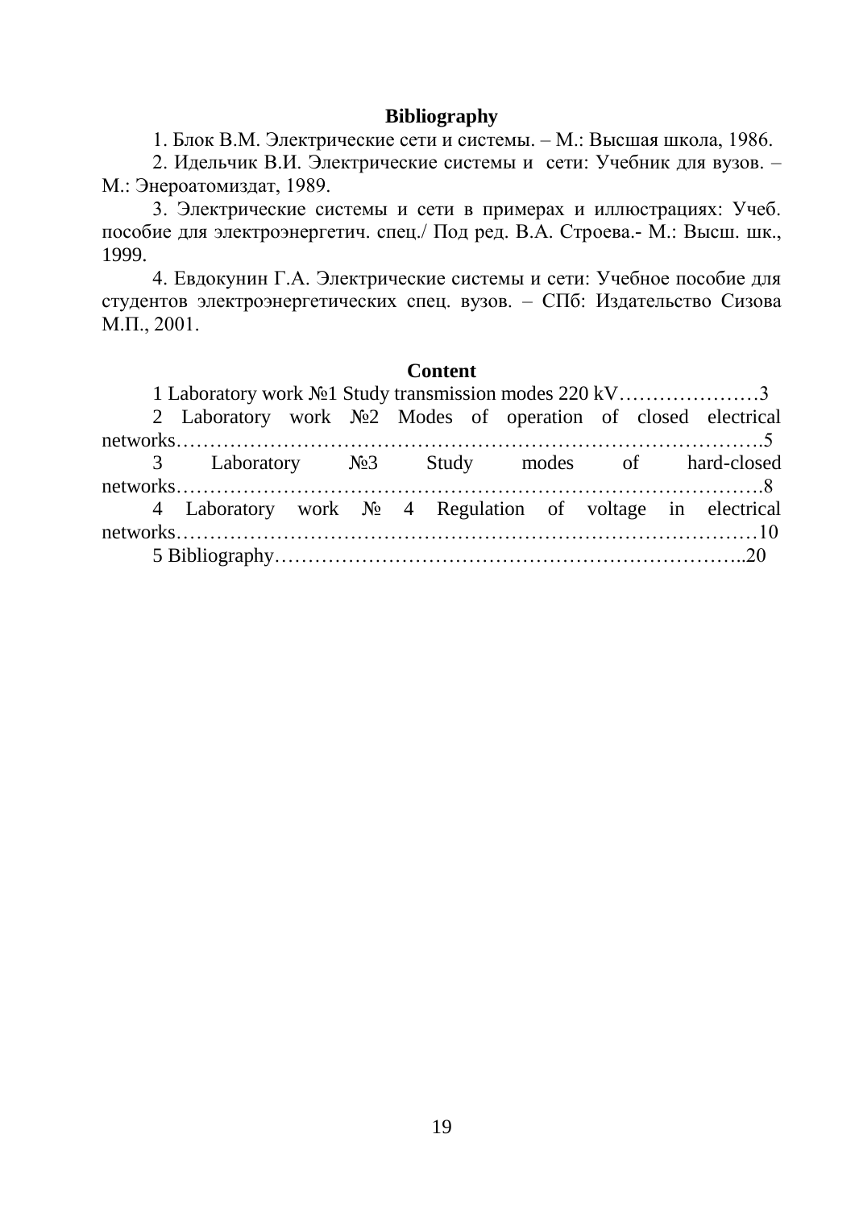## Bibliography

1. Блок В.М. Электрические сети и системы. – М.: Высшая школа, 1986.
2. Идельчик В.И. Электрические системы и сети: Учебник для вузов. – М.: Энероатомиздат, 1989.
3. Электрические системы и сети в примерах и иллюстрациях: Учеб. пособие для электроэнергетич. спец./ Под ред. В.А. Строева.- М.: Высш. шк., 1999.
4. Евдокунин Г.А. Электрические системы и сети: Учебное пособие для студентов электроэнергетических спец. вузов. – СПб: Издательство Сизова М.П., 2001.

## Content

1 Laboratory work №1 Study transmission modes 220 kV…………………3
2 Laboratory work №2 Modes of operation of closed electrical networks……………………………………………………………………….5
3 Laboratory №3 Study modes of hard-closed networks……………………………………………………………………….8
4 Laboratory work № 4 Regulation of voltage in electrical networks………………………………………………………………………10
5 Bibliography……………………………………………………………..20